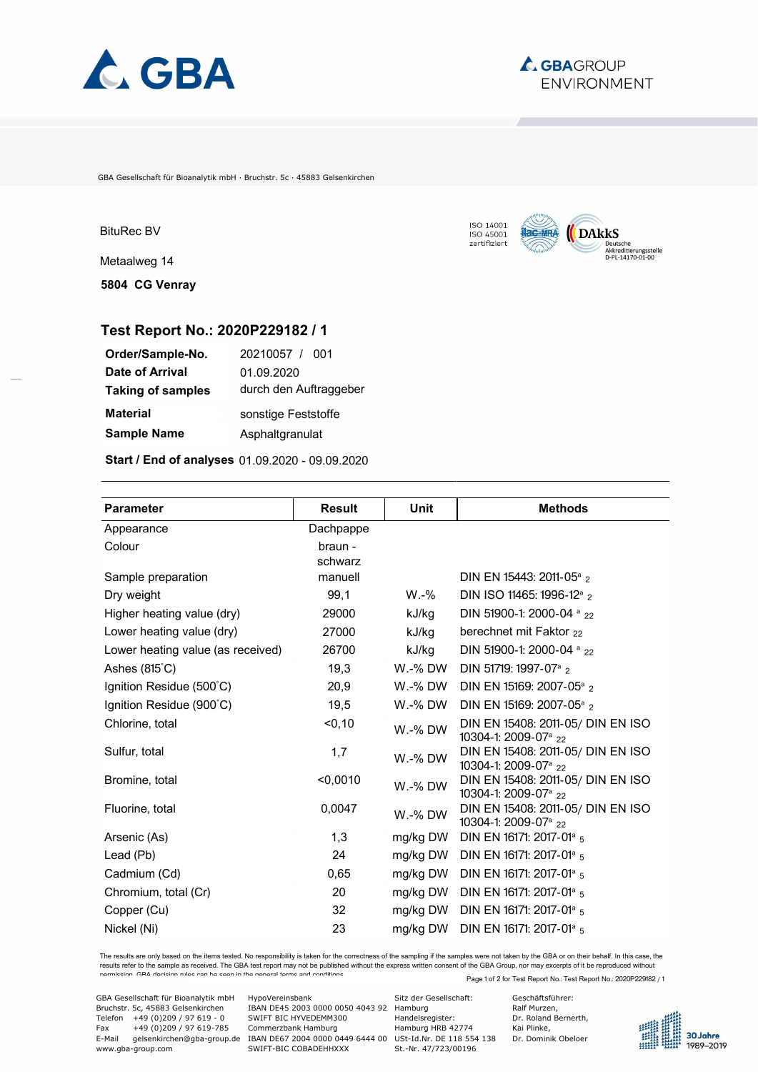GBA Gesellschaft für Bioanalytik mbH · Bruchstr. 5c · 45883 Gelsenkirchen

BituRec BV

Metaalweg 14

**5804 CG Venray**

ISO 14001
ISO 45001
zertifiziert

DAkkS Deutsche Akkreditierungsstelle D-PL-14170-01-00

## Test Report No.: 2020P229182 / 1

| | |
|---|---|
| **Order/Sample-No.** | 20210057 / 001 |
| **Date of Arrival** | 01.09.2020 |
| **Taking of samples** | durch den Auftraggeber |
| **Material** | sonstige Feststoffe |
| **Sample Name** | Asphaltgranulat |
| **Start / End of analyses** | 01.09.2020 - 09.09.2020 |

| Parameter | Result | Unit | Methods |
|---|---|---|---|
| Appearance | Dachpappe | | |
| Colour | braun - schwarz | | |
| Sample preparation | manuell | | DIN EN 15443: 2011-05[a] [2] |
| Dry weight | 99,1 | W.-% | DIN ISO 11465: 1996-12[a] [2] |
| Higher heating value (dry) | 29000 | kJ/kg | DIN 51900-1: 2000-04 [a] [22] |
| Lower heating value (dry) | 27000 | kJ/kg | berechnet mit Faktor [22] |
| Lower heating value (as received) | 26700 | kJ/kg | DIN 51900-1: 2000-04 [a] [22] |
| Ashes (815°C) | 19,3 | W.-% DW | DIN 51719: 1997-07[a] [2] |
| Ignition Residue (500°C) | 20,9 | W.-% DW | DIN EN 15169: 2007-05[a] [2] |
| Ignition Residue (900°C) | 19,5 | W.-% DW | DIN EN 15169: 2007-05[a] [2] |
| Chlorine, total | <0,10 | W.-% DW | DIN EN 15408: 2011-05/ DIN EN ISO 10304-1: 2009-07[a] [22] |
| Sulfur, total | 1,7 | W.-% DW | DIN EN 15408: 2011-05/ DIN EN ISO 10304-1: 2009-07[a] [22] |
| Bromine, total | <0,0010 | W.-% DW | DIN EN 15408: 2011-05/ DIN EN ISO 10304-1: 2009-07[a] [22] |
| Fluorine, total | 0,0047 | W.-% DW | DIN EN 15408: 2011-05/ DIN EN ISO 10304-1: 2009-07[a] [22] |
| Arsenic (As) | 1,3 | mg/kg DW | DIN EN 16171: 2017-01[a] [5] |
| Lead (Pb) | 24 | mg/kg DW | DIN EN 16171: 2017-01[a] [5] |
| Cadmium (Cd) | 0,65 | mg/kg DW | DIN EN 16171: 2017-01[a] [5] |
| Chromium, total (Cr) | 20 | mg/kg DW | DIN EN 16171: 2017-01[a] [5] |
| Copper (Cu) | 32 | mg/kg DW | DIN EN 16171: 2017-01[a] [5] |
| Nickel (Ni) | 23 | mg/kg DW | DIN EN 16171: 2017-01[a] [5] |

The results are only based on the items tested. No responsibility is taken for the correctness of the sampling if the samples were not taken by the GBA or on their behalf. In this case, the results refer to the sample as received. The GBA test report may not be published without the express written consent of the GBA Group, nor may excerpts of it be reproduced without permission. GBA decision rules can be seen in the general terms and conditions.

GBA Gesellschaft für Bioanalytik mbH
Bruchstr. 5c, 45883 Gelsenkirchen
Telefon +49 (0)209 / 97 619 - 0
Fax +49 (0)209 / 97 619-785
E-Mail gelsenkirchen@gba-group.de
www.gba-group.com

HypoVereinsbank
IBAN DE45 2003 0000 0050 4043 92
SWIFT BIC HYVEDEMM300
Commerzbank Hamburg
IBAN DE67 2004 0000 0449 6444 00
SWIFT-BIC COBADEHHXXX

Sitz der Gesellschaft: Hamburg
Handelsregister: Hamburg HRB 42774
USt-Id.Nr. DE 118 554 138
St.-Nr. 47/723/00196

Geschäftsführer:
Ralf Murzen,
Dr. Roland Bernerth,
Kai Plinke,
Dr. Dominik Obeloer

30 Jahre 1989–2019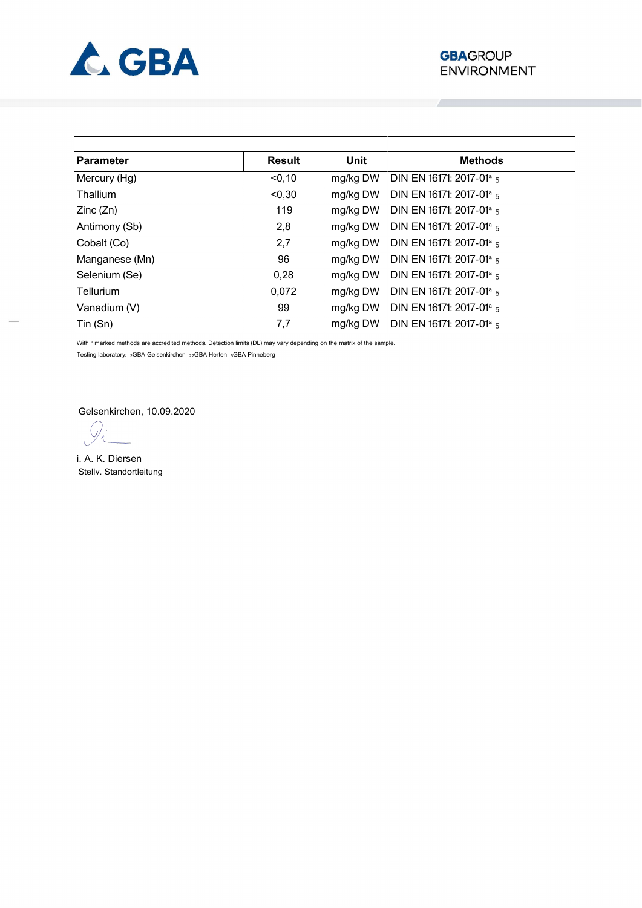| Parameter | Result | Unit | Methods |
|---|---|---|---|
| Mercury (Hg) | <0,10 | mg/kg DW | DIN EN 16171: 2017-01[a] 5 |
| Thallium | <0,30 | mg/kg DW | DIN EN 16171: 2017-01[a] 5 |
| Zinc (Zn) | 119 | mg/kg DW | DIN EN 16171: 2017-01[a] 5 |
| Antimony (Sb) | 2,8 | mg/kg DW | DIN EN 16171: 2017-01[a] 5 |
| Cobalt (Co) | 2,7 | mg/kg DW | DIN EN 16171: 2017-01[a] 5 |
| Manganese (Mn) | 96 | mg/kg DW | DIN EN 16171: 2017-01[a] 5 |
| Selenium (Se) | 0,28 | mg/kg DW | DIN EN 16171: 2017-01[a] 5 |
| Tellurium | 0,072 | mg/kg DW | DIN EN 16171: 2017-01[a] 5 |
| Vanadium (V) | 99 | mg/kg DW | DIN EN 16171: 2017-01[a] 5 |
| Tin (Sn) | 7,7 | mg/kg DW | DIN EN 16171: 2017-01[a] 5 |

With [a] marked methods are accredited methods. Detection limits (DL) may vary depending on the matrix of the sample.

Testing laboratory: 2GBA Gelsenkirchen 22GBA Herten 5GBA Pinneberg

Gelsenkirchen, 10.09.2020

i. A. K. Diersen
Stellv. Standortleitung